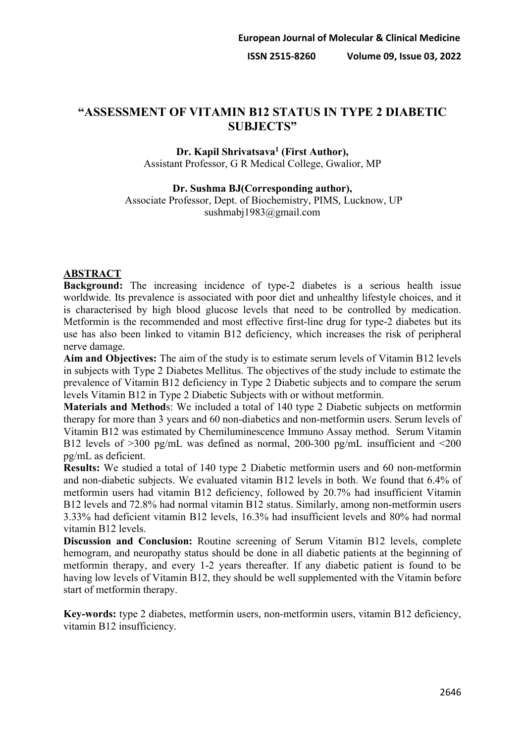# "ASSESSMENT OF VITAMIN B12 STATUS IN TYPE 2 DIABETIC SUBJECTS"

**Dr. Kapil Shrivatsava[1] (First Author),**
Assistant Professor, G R Medical College, Gwalior, MP

**Dr. Sushma BJ(Corresponding author),**
Associate Professor, Dept. of Biochemistry, PIMS, Lucknow, UP
sushmabj1983@gmail.com

## ABSTRACT

**Background:** The increasing incidence of type-2 diabetes is a serious health issue worldwide. Its prevalence is associated with poor diet and unhealthy lifestyle choices, and it is characterised by high blood glucose levels that need to be controlled by medication. Metformin is the recommended and most effective first-line drug for type-2 diabetes but its use has also been linked to vitamin B12 deficiency, which increases the risk of peripheral nerve damage.

**Aim and Objectives:** The aim of the study is to estimate serum levels of Vitamin B12 levels in subjects with Type 2 Diabetes Mellitus. The objectives of the study include to estimate the prevalence of Vitamin B12 deficiency in Type 2 Diabetic subjects and to compare the serum levels Vitamin B12 in Type 2 Diabetic Subjects with or without metformin.

**Materials and Methods:** We included a total of 140 type 2 Diabetic subjects on metformin therapy for more than 3 years and 60 non-diabetics and non-metformin users. Serum levels of Vitamin B12 was estimated by Chemiluminescence Immuno Assay method. Serum Vitamin B12 levels of >300 pg/mL was defined as normal, 200-300 pg/mL insufficient and <200 pg/mL as deficient.

**Results:** We studied a total of 140 type 2 Diabetic metformin users and 60 non-metformin and non-diabetic subjects. We evaluated vitamin B12 levels in both. We found that 6.4% of metformin users had vitamin B12 deficiency, followed by 20.7% had insufficient Vitamin B12 levels and 72.8% had normal vitamin B12 status. Similarly, among non-metformin users 3.33% had deficient vitamin B12 levels, 16.3% had insufficient levels and 80% had normal vitamin B12 levels.

**Discussion and Conclusion:** Routine screening of Serum Vitamin B12 levels, complete hemogram, and neuropathy status should be done in all diabetic patients at the beginning of metformin therapy, and every 1-2 years thereafter. If any diabetic patient is found to be having low levels of Vitamin B12, they should be well supplemented with the Vitamin before start of metformin therapy.

**Key-words:** type 2 diabetes, metformin users, non-metformin users, vitamin B12 deficiency, vitamin B12 insufficiency.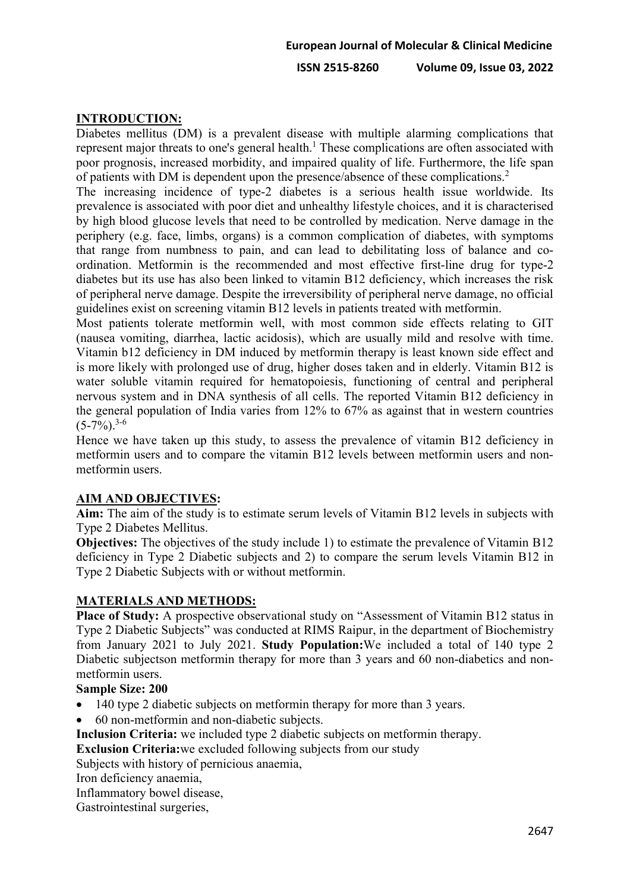## INTRODUCTION:

Diabetes mellitus (DM) is a prevalent disease with multiple alarming complications that represent major threats to one's general health.[1] These complications are often associated with poor prognosis, increased morbidity, and impaired quality of life. Furthermore, the life span of patients with DM is dependent upon the presence/absence of these complications.[2]

The increasing incidence of type-2 diabetes is a serious health issue worldwide. Its prevalence is associated with poor diet and unhealthy lifestyle choices, and it is characterised by high blood glucose levels that need to be controlled by medication. Nerve damage in the periphery (e.g. face, limbs, organs) is a common complication of diabetes, with symptoms that range from numbness to pain, and can lead to debilitating loss of balance and co-ordination. Metformin is the recommended and most effective first-line drug for type-2 diabetes but its use has also been linked to vitamin B12 deficiency, which increases the risk of peripheral nerve damage. Despite the irreversibility of peripheral nerve damage, no official guidelines exist on screening vitamin B12 levels in patients treated with metformin.

Most patients tolerate metformin well, with most common side effects relating to GIT (nausea vomiting, diarrhea, lactic acidosis), which are usually mild and resolve with time. Vitamin b12 deficiency in DM induced by metformin therapy is least known side effect and is more likely with prolonged use of drug, higher doses taken and in elderly. Vitamin B12 is water soluble vitamin required for hematopoiesis, functioning of central and peripheral nervous system and in DNA synthesis of all cells. The reported Vitamin B12 deficiency in the general population of India varies from 12% to 67% as against that in western countries (5-7%).[3-6]

Hence we have taken up this study, to assess the prevalence of vitamin B12 deficiency in metformin users and to compare the vitamin B12 levels between metformin users and non-metformin users.

## AIM AND OBJECTIVES:

**Aim:** The aim of the study is to estimate serum levels of Vitamin B12 levels in subjects with Type 2 Diabetes Mellitus.

**Objectives:** The objectives of the study include 1) to estimate the prevalence of Vitamin B12 deficiency in Type 2 Diabetic subjects and 2) to compare the serum levels Vitamin B12 in Type 2 Diabetic Subjects with or without metformin.

## MATERIALS AND METHODS:

**Place of Study:** A prospective observational study on "Assessment of Vitamin B12 status in Type 2 Diabetic Subjects" was conducted at RIMS Raipur, in the department of Biochemistry from January 2021 to July 2021. **Study Population:**We included a total of 140 type 2 Diabetic subjectson metformin therapy for more than 3 years and 60 non-diabetics and non-metformin users.

**Sample Size: 200**

- 140 type 2 diabetic subjects on metformin therapy for more than 3 years.
- 60 non-metformin and non-diabetic subjects.

**Inclusion Criteria:** we included type 2 diabetic subjects on metformin therapy.

**Exclusion Criteria:**we excluded following subjects from our study

Subjects with history of pernicious anaemia,

Iron deficiency anaemia,

Inflammatory bowel disease,

Gastrointestinal surgeries,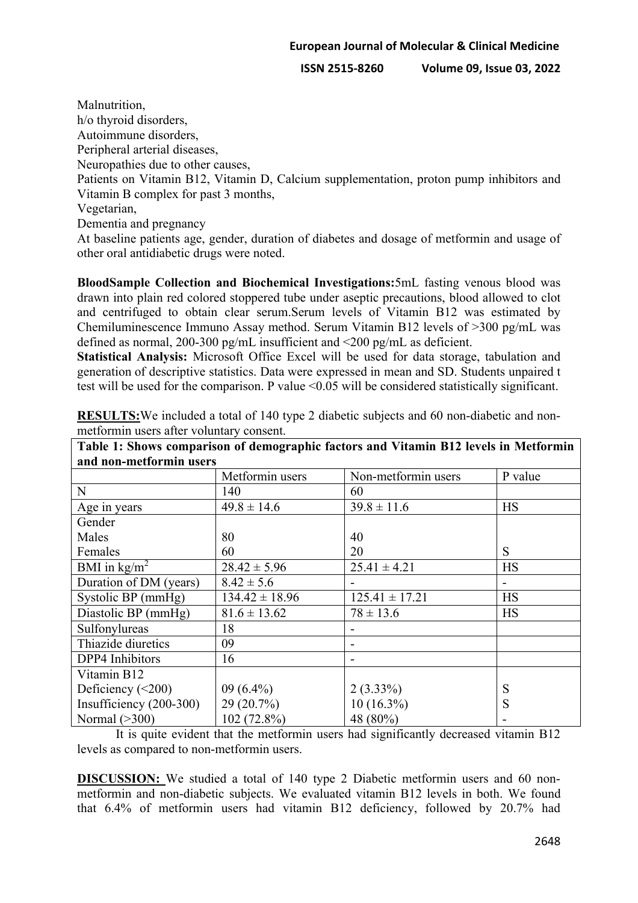Malnutrition,
h/o thyroid disorders,
Autoimmune disorders,
Peripheral arterial diseases,
Neuropathies due to other causes,
Patients on Vitamin B12, Vitamin D, Calcium supplementation, proton pump inhibitors and Vitamin B complex for past 3 months,
Vegetarian,
Dementia and pregnancy
At baseline patients age, gender, duration of diabetes and dosage of metformin and usage of other oral antidiabetic drugs were noted.

**BloodSample Collection and Biochemical Investigations:**5mL fasting venous blood was drawn into plain red colored stoppered tube under aseptic precautions, blood allowed to clot and centrifuged to obtain clear serum.Serum levels of Vitamin B12 was estimated by Chemiluminescence Immuno Assay method. Serum Vitamin B12 levels of >300 pg/mL was defined as normal, 200-300 pg/mL insufficient and <200 pg/mL as deficient.

**Statistical Analysis:** Microsoft Office Excel will be used for data storage, tabulation and generation of descriptive statistics. Data were expressed in mean and SD. Students unpaired t test will be used for the comparison. P value <0.05 will be considered statistically significant.

**RESULTS:**We included a total of 140 type 2 diabetic subjects and 60 non-diabetic and non-metformin users after voluntary consent.

**Table 1: Shows comparison of demographic factors and Vitamin B12 levels in Metformin and non-metformin users**

| | Metformin users | Non-metformin users | P value |
|---|---|---|---|
| N | 140 | 60 | |
| Age in years | 49.8 ± 14.6 | 39.8 ± 11.6 | HS |
| Gender<br>Males<br>Females | <br>80<br>60 | <br>40<br>20 | <br><br>S |
| BMI in $kg/m^2$ | 28.42 ± 5.96 | 25.41 ± 4.21 | HS |
| Duration of DM (years) | 8.42 ± 5.6 | - | - |
| Systolic BP (mmHg) | 134.42 ± 18.96 | 125.41 ± 17.21 | HS |
| Diastolic BP (mmHg) | 81.6 ± 13.62 | 78 ± 13.6 | HS |
| Sulfonylureas | 18 | - | |
| Thiazide diuretics | 09 | - | |
| DPP4 Inhibitors | 16 | - | |
| Vitamin B12<br>Deficiency (<200)<br>Insufficiency (200-300)<br>Normal (>300) | <br>09 (6.4%)<br>29 (20.7%)<br>102 (72.8%) | <br>2 (3.33%)<br>10 (16.3%)<br>48 (80%) | <br>S<br>S<br>- |

It is quite evident that the metformin users had significantly decreased vitamin B12 levels as compared to non-metformin users.

**DISCUSSION:** We studied a total of 140 type 2 Diabetic metformin users and 60 non-metformin and non-diabetic subjects. We evaluated vitamin B12 levels in both. We found that 6.4% of metformin users had vitamin B12 deficiency, followed by 20.7% had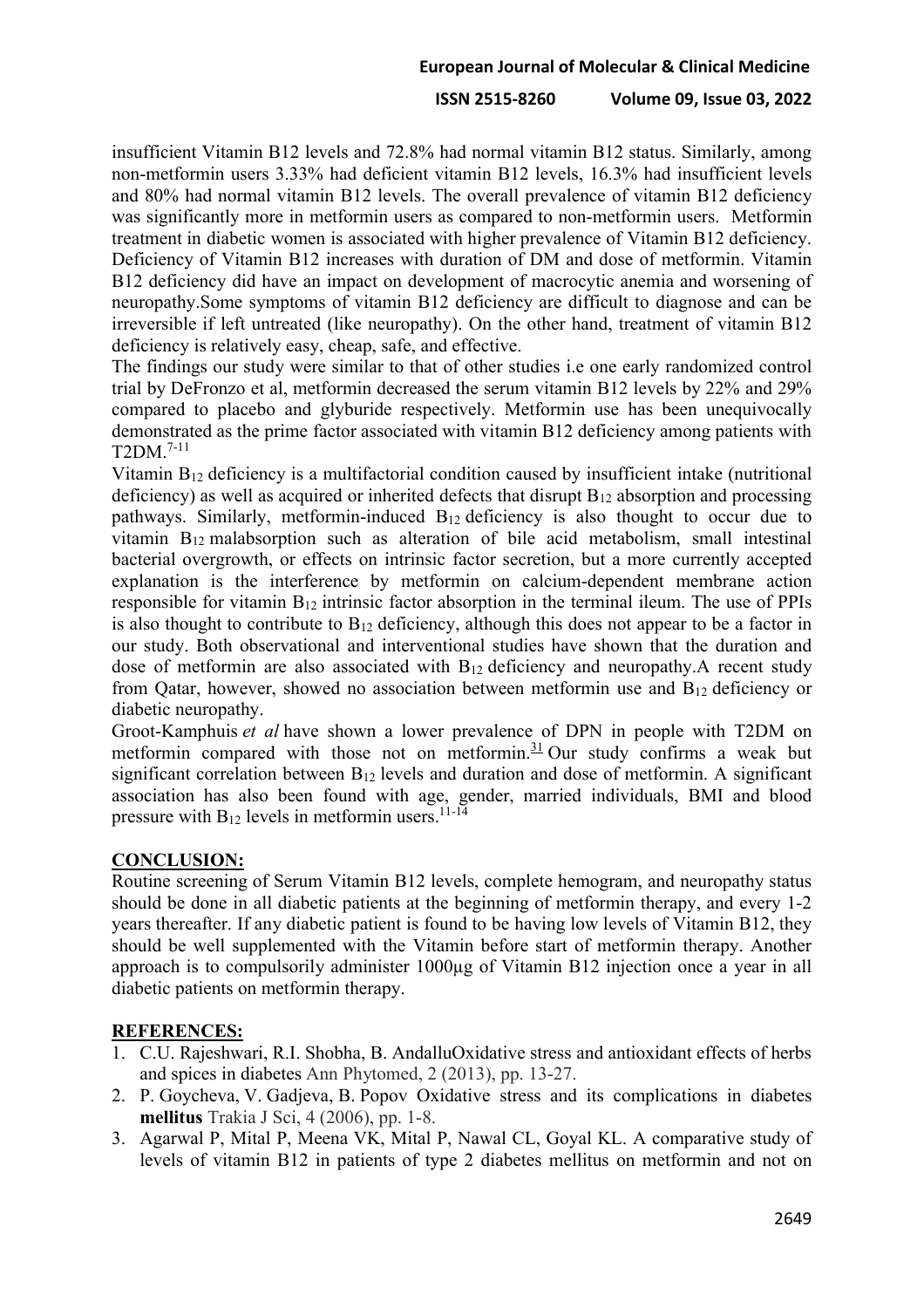insufficient Vitamin B12 levels and 72.8% had normal vitamin B12 status. Similarly, among non-metformin users 3.33% had deficient vitamin B12 levels, 16.3% had insufficient levels and 80% had normal vitamin B12 levels. The overall prevalence of vitamin B12 deficiency was significantly more in metformin users as compared to non-metformin users. Metformin treatment in diabetic women is associated with higher prevalence of Vitamin B12 deficiency. Deficiency of Vitamin B12 increases with duration of DM and dose of metformin. Vitamin B12 deficiency did have an impact on development of macrocytic anemia and worsening of neuropathy.Some symptoms of vitamin B12 deficiency are difficult to diagnose and can be irreversible if left untreated (like neuropathy). On the other hand, treatment of vitamin B12 deficiency is relatively easy, cheap, safe, and effective.

The findings our study were similar to that of other studies i.e one early randomized control trial by DeFronzo et al, metformin decreased the serum vitamin B12 levels by 22% and 29% compared to placebo and glyburide respectively. Metformin use has been unequivocally demonstrated as the prime factor associated with vitamin B12 deficiency among patients with T2DM.[7-11]

Vitamin $B_{12}$ deficiency is a multifactorial condition caused by insufficient intake (nutritional deficiency) as well as acquired or inherited defects that disrupt $B_{12}$ absorption and processing pathways. Similarly, metformin-induced $B_{12}$ deficiency is also thought to occur due to vitamin $B_{12}$ malabsorption such as alteration of bile acid metabolism, small intestinal bacterial overgrowth, or effects on intrinsic factor secretion, but a more currently accepted explanation is the interference by metformin on calcium-dependent membrane action responsible for vitamin $B_{12}$ intrinsic factor absorption in the terminal ileum. The use of PPIs is also thought to contribute to $B_{12}$ deficiency, although this does not appear to be a factor in our study. Both observational and interventional studies have shown that the duration and dose of metformin are also associated with $B_{12}$ deficiency and neuropathy.A recent study from Qatar, however, showed no association between metformin use and $B_{12}$ deficiency or diabetic neuropathy.

Groot-Kamphuis *et al* have shown a lower prevalence of DPN in people with T2DM on metformin compared with those not on metformin.[31] Our study confirms a weak but significant correlation between $B_{12}$ levels and duration and dose of metformin. A significant association has also been found with age, gender, married individuals, BMI and blood pressure with $B_{12}$ levels in metformin users.[11-14]

## CONCLUSION:

Routine screening of Serum Vitamin B12 levels, complete hemogram, and neuropathy status should be done in all diabetic patients at the beginning of metformin therapy, and every 1-2 years thereafter. If any diabetic patient is found to be having low levels of Vitamin B12, they should be well supplemented with the Vitamin before start of metformin therapy. Another approach is to compulsorily administer 1000µg of Vitamin B12 injection once a year in all diabetic patients on metformin therapy.

## REFERENCES:

1. C.U. Rajeshwari, R.I. Shobha, B. AndalluOxidative stress and antioxidant effects of herbs and spices in diabetes Ann Phytomed, 2 (2013), pp. 13-27.
2. P. Goycheva, V. Gadjeva, B. Popov Oxidative stress and its complications in diabetes **mellitus** Trakia J Sci, 4 (2006), pp. 1-8.
3. Agarwal P, Mital P, Meena VK, Mital P, Nawal CL, Goyal KL. A comparative study of levels of vitamin B12 in patients of type 2 diabetes mellitus on metformin and not on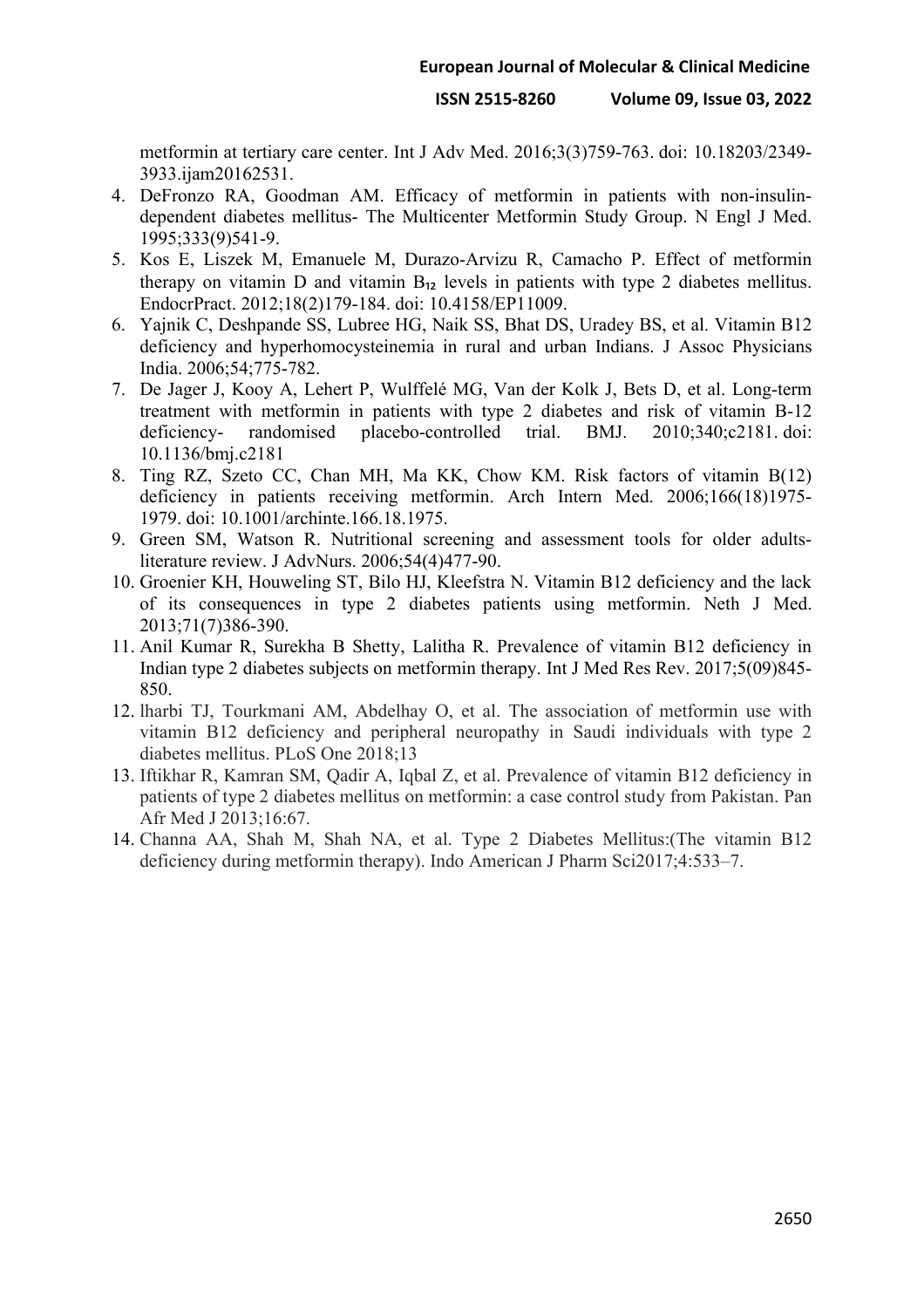metformin at tertiary care center. Int J Adv Med. 2016;3(3)759-763. doi: 10.18203/2349-3933.ijam20162531.

4. DeFronzo RA, Goodman AM. Efficacy of metformin in patients with non-insulin-dependent diabetes mellitus- The Multicenter Metformin Study Group. N Engl J Med. 1995;333(9)541-9.
5. Kos E, Liszek M, Emanuele M, Durazo-Arvizu R, Camacho P. Effect of metformin therapy on vitamin D and vitamin $B_{12}$ levels in patients with type 2 diabetes mellitus. EndocrPract. 2012;18(2)179-184. doi: 10.4158/EP11009.
6. Yajnik C, Deshpande SS, Lubree HG, Naik SS, Bhat DS, Uradey BS, et al. Vitamin B12 deficiency and hyperhomocysteinemia in rural and urban Indians. J Assoc Physicians India. 2006;54;775-782.
7. De Jager J, Kooy A, Lehert P, Wulffelé MG, Van der Kolk J, Bets D, et al. Long-term treatment with metformin in patients with type 2 diabetes and risk of vitamin B-12 deficiency- randomised placebo-controlled trial. BMJ. 2010;340;c2181. doi: 10.1136/bmj.c2181
8. Ting RZ, Szeto CC, Chan MH, Ma KK, Chow KM. Risk factors of vitamin B(12) deficiency in patients receiving metformin. Arch Intern Med. 2006;166(18)1975-1979. doi: 10.1001/archinte.166.18.1975.
9. Green SM, Watson R. Nutritional screening and assessment tools for older adults-literature review. J AdvNurs. 2006;54(4)477-90.
10. Groenier KH, Houweling ST, Bilo HJ, Kleefstra N. Vitamin B12 deficiency and the lack of its consequences in type 2 diabetes patients using metformin. Neth J Med. 2013;71(7)386-390.
11. Anil Kumar R, Surekha B Shetty, Lalitha R. Prevalence of vitamin B12 deficiency in Indian type 2 diabetes subjects on metformin therapy. Int J Med Res Rev. 2017;5(09)845-850.
12. lharbi TJ, Tourkmani AM, Abdelhay O, et al. The association of metformin use with vitamin B12 deficiency and peripheral neuropathy in Saudi individuals with type 2 diabetes mellitus. PLoS One 2018;13
13. Iftikhar R, Kamran SM, Qadir A, Iqbal Z, et al. Prevalence of vitamin B12 deficiency in patients of type 2 diabetes mellitus on metformin: a case control study from Pakistan. Pan Afr Med J 2013;16:67.
14. Channa AA, Shah M, Shah NA, et al. Type 2 Diabetes Mellitus:(The vitamin B12 deficiency during metformin therapy). Indo American J Pharm Sci2017;4:533–7.